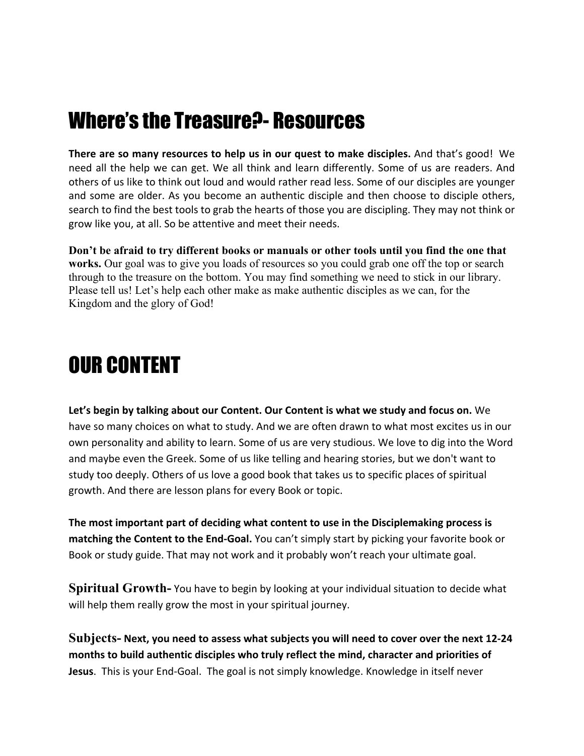# Where's the Treasure?- Resources

**There are so many resources to help us in our quest to make disciples.** And that's good! We need all the help we can get. We all think and learn differently. Some of us are readers. And others of us like to think out loud and would rather read less. Some of our disciples are younger and some are older. As you become an authentic disciple and then choose to disciple others, search to find the best tools to grab the hearts of those you are discipling. They may not think or grow like you, at all. So be attentive and meet their needs.

**Don't be afraid to try different books or manuals or other tools until you find the one that works.** Our goal was to give you loads of resources so you could grab one off the top or search through to the treasure on the bottom. You may find something we need to stick in our library. Please tell us! Let's help each other make as make authentic disciples as we can, for the Kingdom and the glory of God!

# OUR CONTENT

**Let's begin by talking about our Content. Our Content is what we study and focus on.** We have so many choices on what to study. And we are often drawn to what most excites us in our own personality and ability to learn. Some of us are very studious. We love to dig into the Word and maybe even the Greek. Some of us like telling and hearing stories, but we don't want to study too deeply. Others of us love a good book that takes us to specific places of spiritual growth. And there are lesson plans for every Book or topic.

**The most important part of deciding what content to use in the Disciplemaking process is matching the Content to the End-Goal.** You can't simply start by picking your favorite book or Book or study guide. That may not work and it probably won't reach your ultimate goal.

**Spiritual Growth-** You have to begin by looking at your individual situation to decide what will help them really grow the most in your spiritual journey.

**Subjects- Next, you need to assess what subjects you will need to cover over the next 12-24 months to build authentic disciples who truly reflect the mind, character and priorities of Jesus**. This is your End-Goal. The goal is not simply knowledge. Knowledge in itself never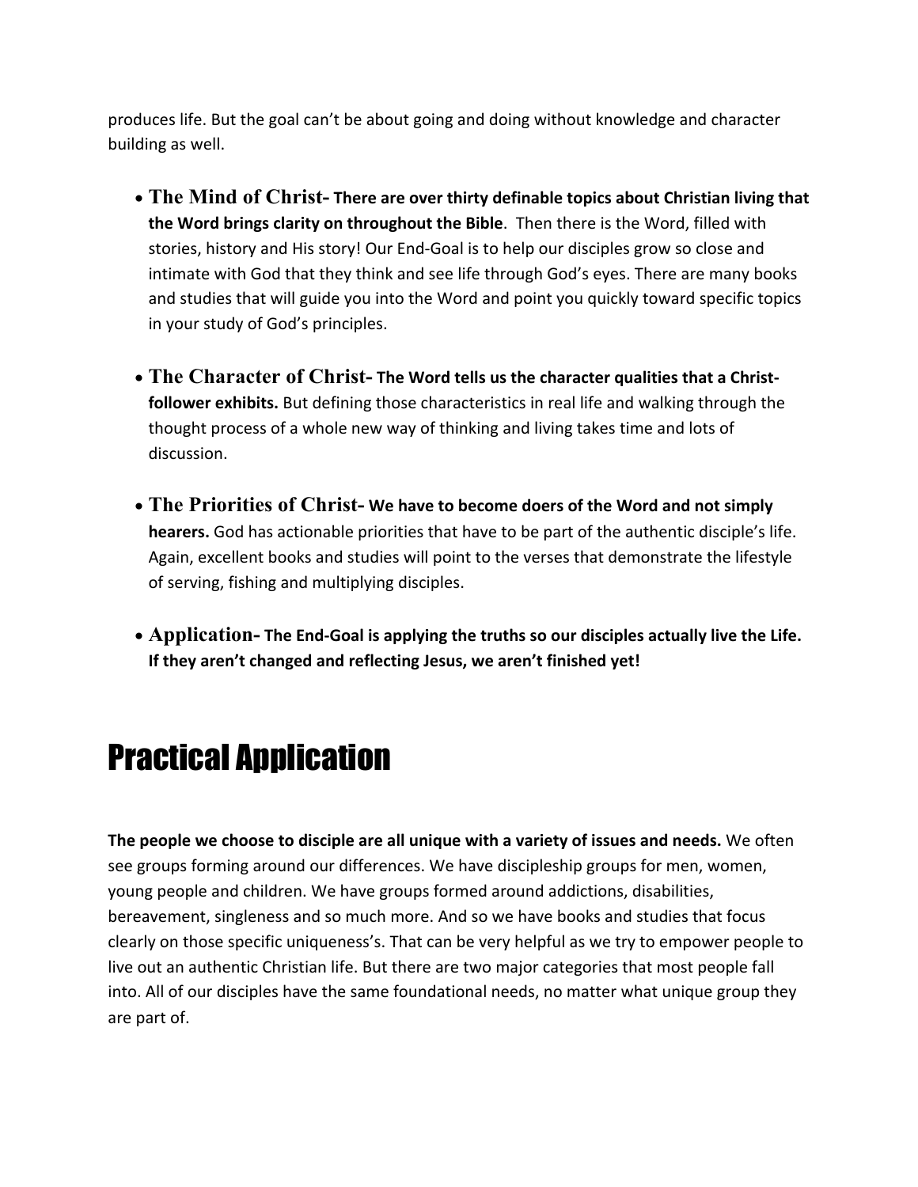produces life. But the goal can't be about going and doing without knowledge and character building as well.

- **The Mind of Christ- There are over thirty definable topics about Christian living that the Word brings clarity on throughout the Bible**. Then there is the Word, filled with stories, history and His story! Our End-Goal is to help our disciples grow so close and intimate with God that they think and see life through God's eyes. There are many books and studies that will guide you into the Word and point you quickly toward specific topics in your study of God's principles.

- **The Character of Christ- The Word tells us the character qualities that a Christ-follower exhibits.** But defining those characteristics in real life and walking through the thought process of a whole new way of thinking and living takes time and lots of discussion.

- **The Priorities of Christ- We have to become doers of the Word and not simply hearers.** God has actionable priorities that have to be part of the authentic disciple's life. Again, excellent books and studies will point to the verses that demonstrate the lifestyle of serving, fishing and multiplying disciples.

- **Application- The End-Goal is applying the truths so our disciples actually live the Life. If they aren't changed and reflecting Jesus, we aren't finished yet!**

# Practical Application

**The people we choose to disciple are all unique with a variety of issues and needs.** We often see groups forming around our differences. We have discipleship groups for men, women, young people and children. We have groups formed around addictions, disabilities, bereavement, singleness and so much more. And so we have books and studies that focus clearly on those specific uniqueness's. That can be very helpful as we try to empower people to live out an authentic Christian life. But there are two major categories that most people fall into. All of our disciples have the same foundational needs, no matter what unique group they are part of.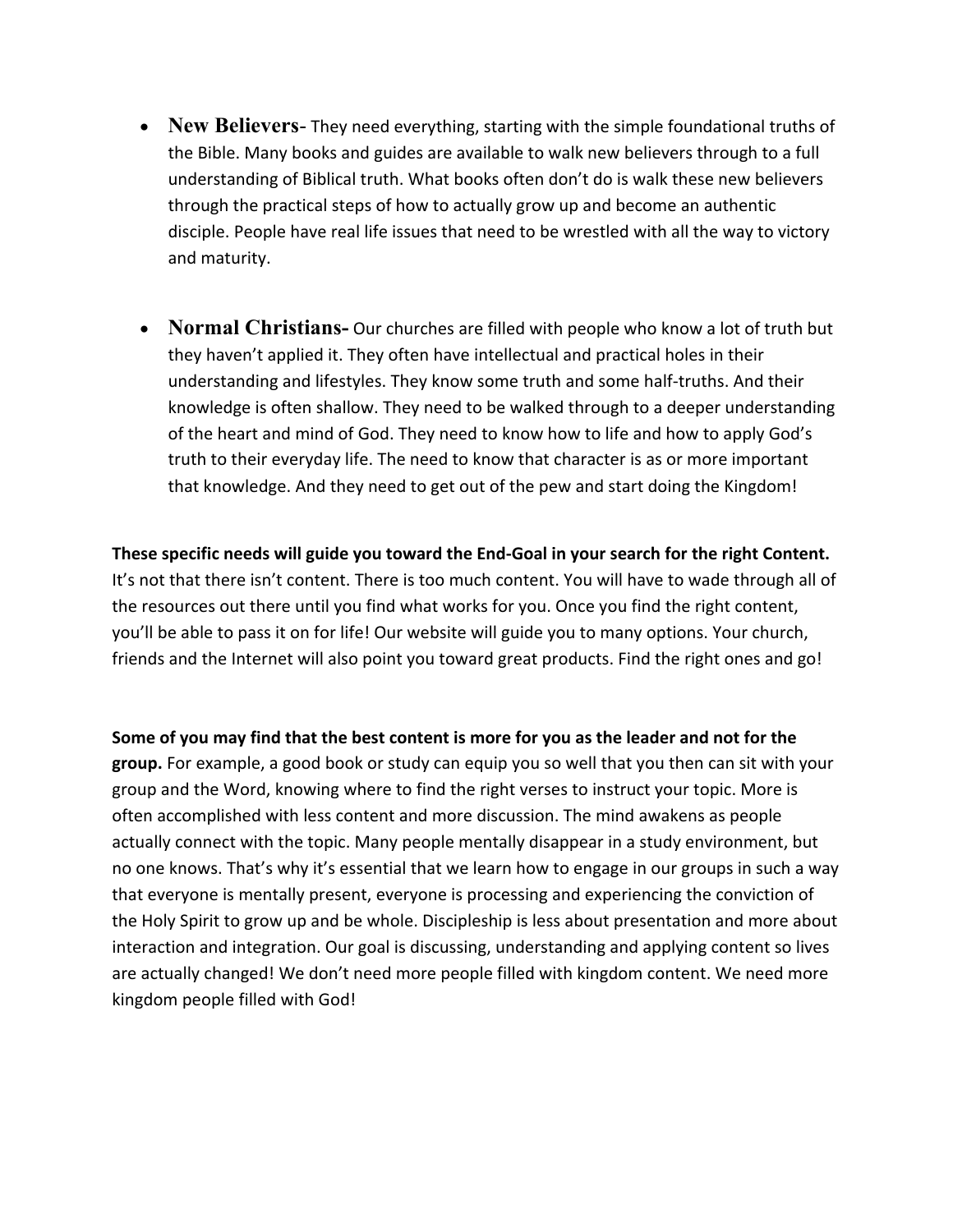- **New Believers**- They need everything, starting with the simple foundational truths of the Bible. Many books and guides are available to walk new believers through to a full understanding of Biblical truth. What books often don't do is walk these new believers through the practical steps of how to actually grow up and become an authentic disciple. People have real life issues that need to be wrestled with all the way to victory and maturity.

- **Normal Christians-** Our churches are filled with people who know a lot of truth but they haven't applied it. They often have intellectual and practical holes in their understanding and lifestyles. They know some truth and some half-truths. And their knowledge is often shallow. They need to be walked through to a deeper understanding of the heart and mind of God. They need to know how to life and how to apply God's truth to their everyday life. The need to know that character is as or more important that knowledge. And they need to get out of the pew and start doing the Kingdom!

**These specific needs will guide you toward the End-Goal in your search for the right Content.** It's not that there isn't content. There is too much content. You will have to wade through all of the resources out there until you find what works for you. Once you find the right content, you'll be able to pass it on for life! Our website will guide you to many options. Your church, friends and the Internet will also point you toward great products. Find the right ones and go!

**Some of you may find that the best content is more for you as the leader and not for the group.** For example, a good book or study can equip you so well that you then can sit with your group and the Word, knowing where to find the right verses to instruct your topic. More is often accomplished with less content and more discussion. The mind awakens as people actually connect with the topic. Many people mentally disappear in a study environment, but no one knows. That's why it's essential that we learn how to engage in our groups in such a way that everyone is mentally present, everyone is processing and experiencing the conviction of the Holy Spirit to grow up and be whole. Discipleship is less about presentation and more about interaction and integration. Our goal is discussing, understanding and applying content so lives are actually changed! We don't need more people filled with kingdom content. We need more kingdom people filled with God!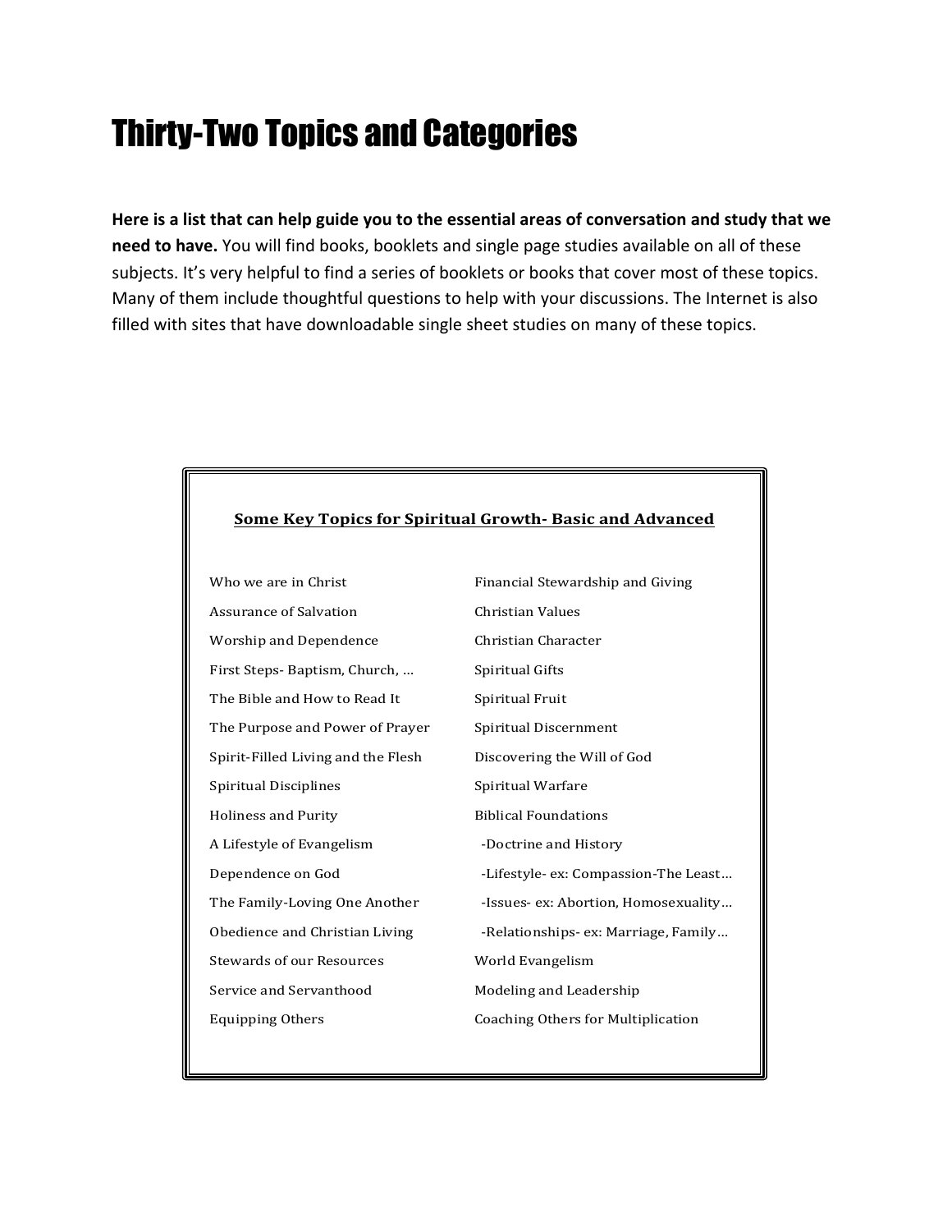# Thirty-Two Topics and Categories

**Here is a list that can help guide you to the essential areas of conversation and study that we need to have.** You will find books, booklets and single page studies available on all of these subjects. It's very helpful to find a series of booklets or books that cover most of these topics. Many of them include thoughtful questions to help with your discussions. The Internet is also filled with sites that have downloadable single sheet studies on many of these topics.

**Some Key Topics for Spiritual Growth- Basic and Advanced**

- Who we are in Christ
- Assurance of Salvation
- Worship and Dependence
- First Steps- Baptism, Church, …
- The Bible and How to Read It
- The Purpose and Power of Prayer
- Spirit-Filled Living and the Flesh
- Spiritual Disciplines
- Holiness and Purity
- A Lifestyle of Evangelism
- Dependence on God
- The Family-Loving One Another
- Obedience and Christian Living
- Stewards of our Resources
- Service and Servanthood
- Equipping Others
- Financial Stewardship and Giving
- Christian Values
- Christian Character
- Spiritual Gifts
- Spiritual Fruit
- Spiritual Discernment
- Discovering the Will of God
- Spiritual Warfare
- Biblical Foundations
  - -Doctrine and History
  - -Lifestyle- ex: Compassion-The Least…
  - -Issues- ex: Abortion, Homosexuality…
  - -Relationships- ex: Marriage, Family…
- World Evangelism
- Modeling and Leadership
- Coaching Others for Multiplication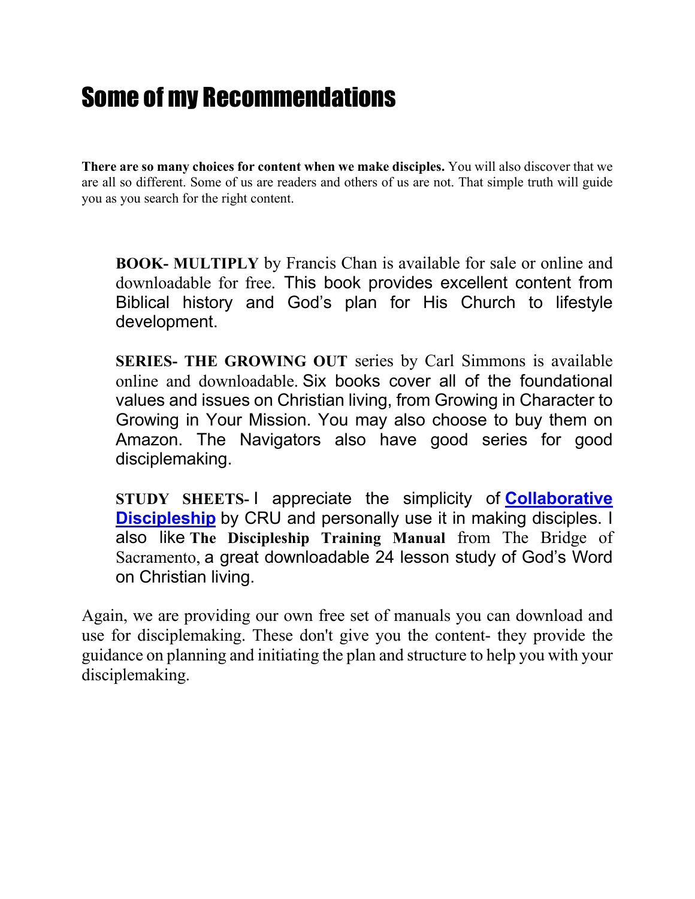# Some of my Recommendations

**There are so many choices for content when we make disciples.** You will also discover that we are all so different. Some of us are readers and others of us are not. That simple truth will guide you as you search for the right content.

**BOOK- MULTIPLY** by Francis Chan is available for sale or online and downloadable for free. This book provides excellent content from Biblical history and God's plan for His Church to lifestyle development.

**SERIES- THE GROWING OUT** series by Carl Simmons is available online and downloadable. Six books cover all of the foundational values and issues on Christian living, from Growing in Character to Growing in Your Mission. You may also choose to buy them on Amazon. The Navigators also have good series for good disciplemaking.

**STUDY SHEETS-** I appreciate the simplicity of **Collaborative Discipleship** by CRU and personally use it in making disciples. I also like **The Discipleship Training Manual** from The Bridge of Sacramento, a great downloadable 24 lesson study of God's Word on Christian living.

Again, we are providing our own free set of manuals you can download and use for disciplemaking. These don't give you the content- they provide the guidance on planning and initiating the plan and structure to help you with your disciplemaking.